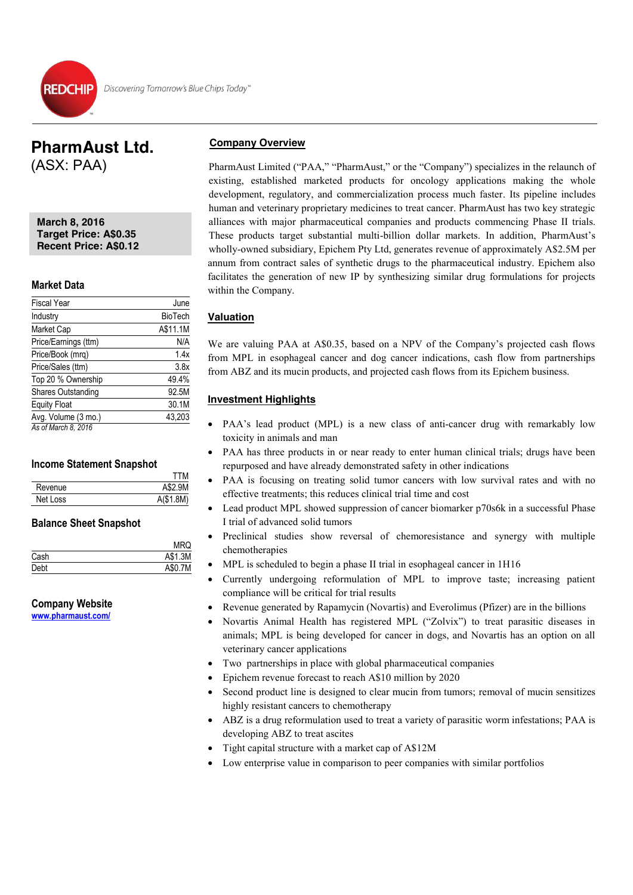REDCHIP Discovering Tomorrow's Blue Chips Today™

# PharmAust Ltd.
(ASX: PAA)

**March 8, 2016**
**Target Price: A$0.35**
**Recent Price: A$0.12**

## Market Data

| Fiscal Year | June |
|---|---|
| Industry | BioTech |
| Market Cap | A$11.1M |
| Price/Earnings (ttm) | N/A |
| Price/Book (mrq) | 1.4x |
| Price/Sales (ttm) | 3.8x |
| Top 20 % Ownership | 49.4% |
| Shares Outstanding | 92.5M |
| Equity Float | 30.1M |
| Avg. Volume (3 mo.) | 43,203 |

*As of March 8, 2016*

## Income Statement Snapshot

| | TTM |
|---|---|
| Revenue | A$2.9M |
| Net Loss | A($1.8M) |

## Balance Sheet Snapshot

| | MRQ |
|---|---|
| Cash | A$1.3M |
| Debt | A$0.7M |

## Company Website

www.pharmaust.com/

## Company Overview

PharmAust Limited ("PAA," "PharmAust," or the "Company") specializes in the relaunch of existing, established marketed products for oncology applications making the whole development, regulatory, and commercialization process much faster. Its pipeline includes human and veterinary proprietary medicines to treat cancer. PharmAust has two key strategic alliances with major pharmaceutical companies and products commencing Phase II trials. These products target substantial multi-billion dollar markets. In addition, PharmAust's wholly-owned subsidiary, Epichem Pty Ltd, generates revenue of approximately A$2.5M per annum from contract sales of synthetic drugs to the pharmaceutical industry. Epichem also facilitates the generation of new IP by synthesizing similar drug formulations for projects within the Company.

## Valuation

We are valuing PAA at A$0.35, based on a NPV of the Company's projected cash flows from MPL in esophageal cancer and dog cancer indications, cash flow from partnerships from ABZ and its mucin products, and projected cash flows from its Epichem business.

## Investment Highlights

- PAA's lead product (MPL) is a new class of anti-cancer drug with remarkably low toxicity in animals and man
- PAA has three products in or near ready to enter human clinical trials; drugs have been repurposed and have already demonstrated safety in other indications
- PAA is focusing on treating solid tumor cancers with low survival rates and with no effective treatments; this reduces clinical trial time and cost
- Lead product MPL showed suppression of cancer biomarker p70s6k in a successful Phase I trial of advanced solid tumors
- Preclinical studies show reversal of chemoresistance and synergy with multiple chemotherapies
- MPL is scheduled to begin a phase II trial in esophageal cancer in 1H16
- Currently undergoing reformulation of MPL to improve taste; increasing patient compliance will be critical for trial results
- Revenue generated by Rapamycin (Novartis) and Everolimus (Pfizer) are in the billions
- Novartis Animal Health has registered MPL ("Zolvix") to treat parasitic diseases in animals; MPL is being developed for cancer in dogs, and Novartis has an option on all veterinary cancer applications
- Two partnerships in place with global pharmaceutical companies
- Epichem revenue forecast to reach A$10 million by 2020
- Second product line is designed to clear mucin from tumors; removal of mucin sensitizes highly resistant cancers to chemotherapy
- ABZ is a drug reformulation used to treat a variety of parasitic worm infestations; PAA is developing ABZ to treat ascites
- Tight capital structure with a market cap of A$12M
- Low enterprise value in comparison to peer companies with similar portfolios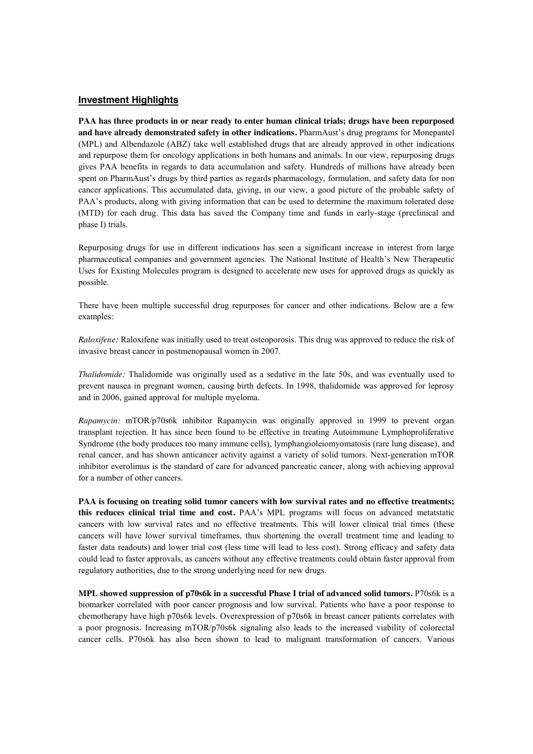## Investment Highlights

**PAA has three products in or near ready to enter human clinical trials; drugs have been repurposed and have already demonstrated safety in other indications.** PharmAust's drug programs for Monepantel (MPL) and Albendazole (ABZ) take well established drugs that are already approved in other indications and repurpose them for oncology applications in both humans and animals. In our view, repurposing drugs gives PAA benefits in regards to data accumulation and safety. Hundreds of millions have already been spent on PharmAust's drugs by third parties as regards pharmacology, formulation, and safety data for non cancer applications. This accumulated data, giving, in our view, a good picture of the probable safety of PAA's products, along with giving information that can be used to determine the maximum tolerated dose (MTD) for each drug. This data has saved the Company time and funds in early-stage (preclinical and phase I) trials.

Repurposing drugs for use in different indications has seen a significant increase in interest from large pharmaceutical companies and government agencies. The National Institute of Health's New Therapeutic Uses for Existing Molecules program is designed to accelerate new uses for approved drugs as quickly as possible.

There have been multiple successful drug repurposes for cancer and other indications. Below are a few examples:

*Raloxifene:* Raloxifene was initially used to treat osteoporosis. This drug was approved to reduce the risk of invasive breast cancer in postmenopausal women in 2007.

*Thalidomide:* Thalidomide was originally used as a sedative in the late 50s, and was eventually used to prevent nausea in pregnant women, causing birth defects. In 1998, thalidomide was approved for leprosy and in 2006, gained approval for multiple myeloma.

*Rapamycin:* mTOR/p70s6k inhibitor Rapamycin was originally approved in 1999 to prevent organ transplant rejection. It has since been found to be effective in treating Autoimmune Lymphoproliferative Syndrome (the body produces too many immune cells), lymphangioleiomyomatosis (rare lung disease), and renal cancer, and has shown anticancer activity against a variety of solid tumors. Next-generation mTOR inhibitor everolimus is the standard of care for advanced pancreatic cancer, along with achieving approval for a number of other cancers.

**PAA is focusing on treating solid tumor cancers with low survival rates and no effective treatments; this reduces clinical trial time and cost.** PAA's MPL programs will focus on advanced metatstatic cancers with low survival rates and no effective treatments. This will lower clinical trial times (these cancers will have lower survival timeframes, thus shortening the overall treatment time and leading to faster data readouts) and lower trial cost (less time will lead to less cost). Strong efficacy and safety data could lead to faster approvals, as cancers without any effective treatments could obtain faster approval from regulatory authorities, due to the strong underlying need for new drugs.

**MPL showed suppression of p70s6k in a successful Phase I trial of advanced solid tumors.** P70s6k is a biomarker correlated with poor cancer prognosis and low survival. Patients who have a poor response to chemotherapy have high p70s6k levels. Overexpression of p70s6k in breast cancer patients correlates with a poor prognosis. Increasing mTOR/p70s6k signaling also leads to the increased viability of colorectal cancer cells. P70s6k has also been shown to lead to malignant transformation of cancers. Various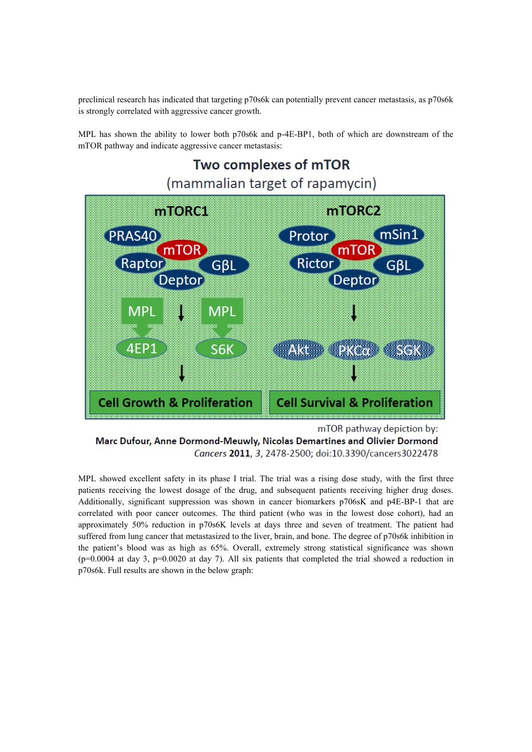preclinical research has indicated that targeting p70s6k can potentially prevent cancer metastasis, as p70s6k is strongly correlated with aggressive cancer growth.

MPL has shown the ability to lower both p70s6k and p-4E-BP1, both of which are downstream of the mTOR pathway and indicate aggressive cancer metastasis:

**Two complexes of mTOR**
(mammalian target of rapamycin)

| mTORC1 | mTORC2 |
|---|---|
| PRAS40, mTOR, Raptor, GβL, Deptor | Protor, mSin1, mTOR, Rictor, GβL, Deptor |
| MPL → 4EP1; MPL → S6K | Akt, PKCα, SGK |
| Cell Growth & Proliferation | Cell Survival & Proliferation |

mTOR pathway depiction by:
**Marc Dufour, Anne Dormond-Meuwly, Nicolas Demartines and Olivier Dormond**
*Cancers* **2011**, *3*, 2478-2500; doi:10.3390/cancers3022478

MPL showed excellent safety in its phase I trial. The trial was a rising dose study, with the first three patients receiving the lowest dosage of the drug, and subsequent patients receiving higher drug doses. Additionally, significant suppression was shown in cancer biomarkers p706sK and p4E-BP-1 that are correlated with poor cancer outcomes. The third patient (who was in the lowest dose cohort), had an approximately 50% reduction in p70s6K levels at days three and seven of treatment. The patient had suffered from lung cancer that metastasized to the liver, brain, and bone. The degree of p70s6k inhibition in the patient's blood was as high as 65%. Overall, extremely strong statistical significance was shown ($p=0.0004$ at day 3, $p=0.0020$ at day 7). All six patients that completed the trial showed a reduction in p70s6k. Full results are shown in the below graph: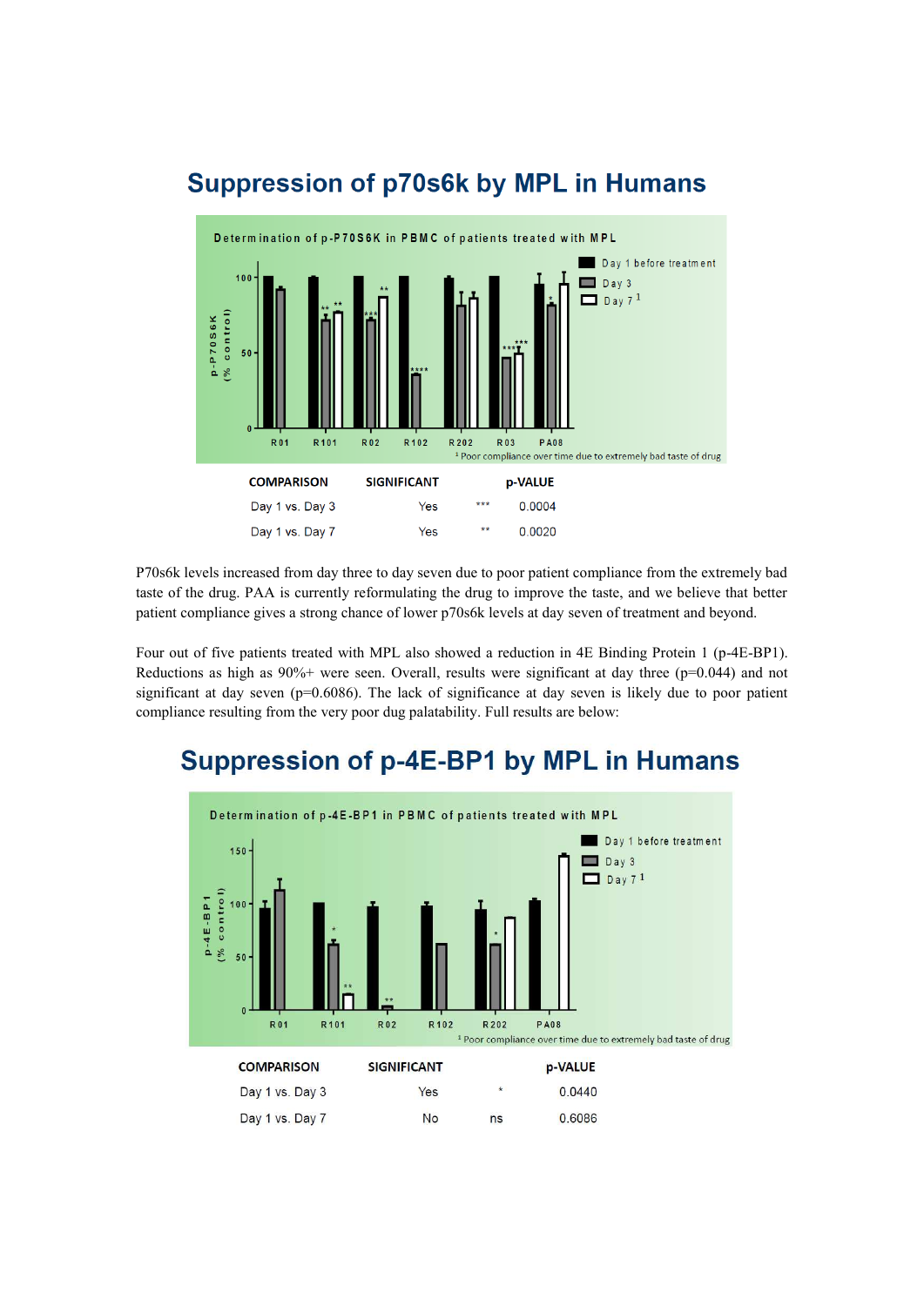## Suppression of p70s6k by MPL in Humans

| COMPARISON | SIGNIFICANT | | p-VALUE |
|---|---|---|---|
| Day 1 vs. Day 3 | Yes | *** | 0.0004 |
| Day 1 vs. Day 7 | Yes | ** | 0.0020 |

P70s6k levels increased from day three to day seven due to poor patient compliance from the extremely bad taste of the drug. PAA is currently reformulating the drug to improve the taste, and we believe that better patient compliance gives a strong chance of lower p70s6k levels at day seven of treatment and beyond.

Four out of five patients treated with MPL also showed a reduction in 4E Binding Protein 1 (p-4E-BP1). Reductions as high as 90%+ were seen. Overall, results were significant at day three (p=0.044) and not significant at day seven (p=0.6086). The lack of significance at day seven is likely due to poor patient compliance resulting from the very poor dug palatability. Full results are below:

## Suppression of p-4E-BP1 by MPL in Humans

| COMPARISON | SIGNIFICANT | | p-VALUE |
|---|---|---|---|
| Day 1 vs. Day 3 | Yes | * | 0.0440 |
| Day 1 vs. Day 7 | No | ns | 0.6086 |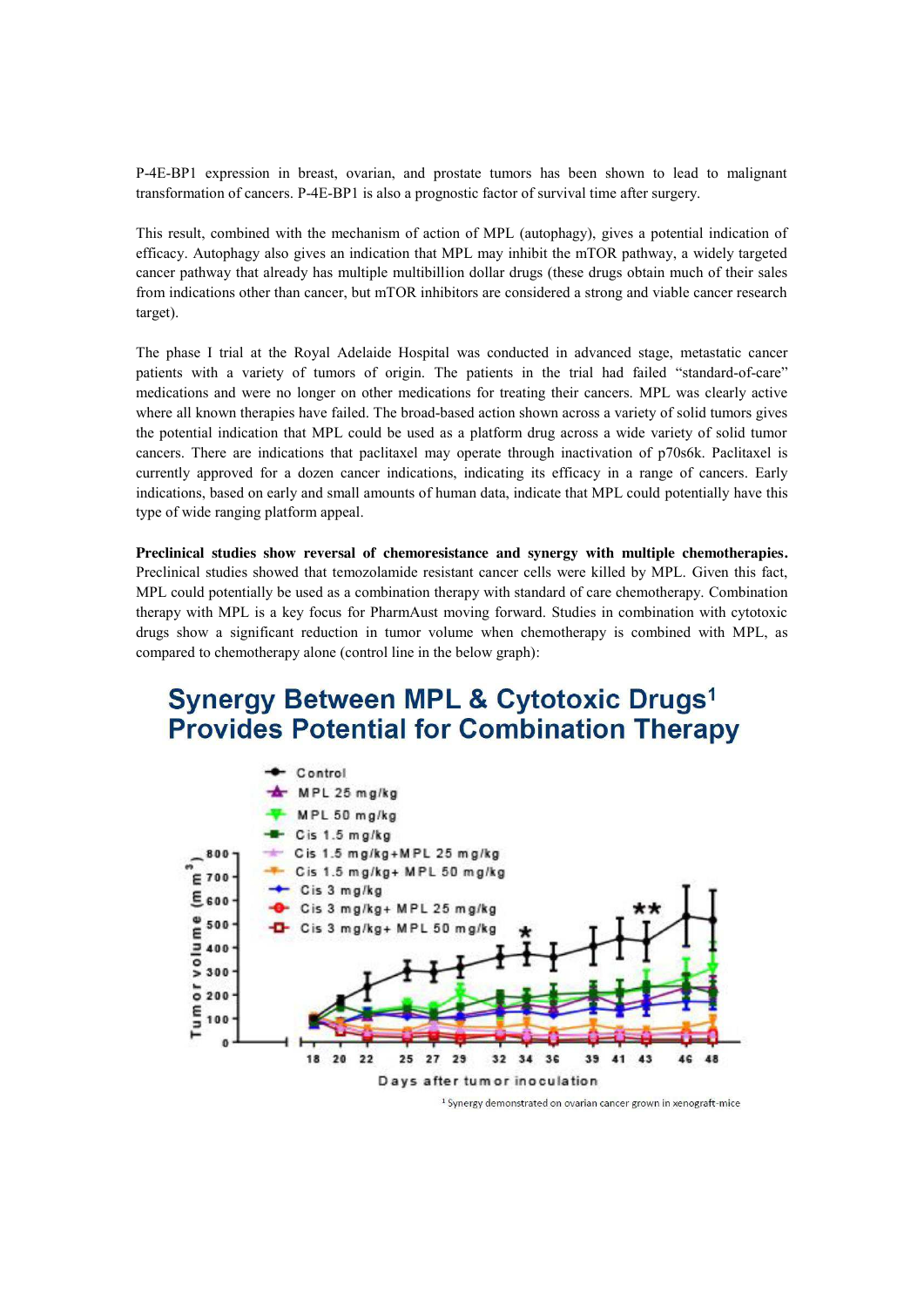P-4E-BP1 expression in breast, ovarian, and prostate tumors has been shown to lead to malignant transformation of cancers. P-4E-BP1 is also a prognostic factor of survival time after surgery.

This result, combined with the mechanism of action of MPL (autophagy), gives a potential indication of efficacy. Autophagy also gives an indication that MPL may inhibit the mTOR pathway, a widely targeted cancer pathway that already has multiple multibillion dollar drugs (these drugs obtain much of their sales from indications other than cancer, but mTOR inhibitors are considered a strong and viable cancer research target).

The phase I trial at the Royal Adelaide Hospital was conducted in advanced stage, metastatic cancer patients with a variety of tumors of origin. The patients in the trial had failed "standard-of-care" medications and were no longer on other medications for treating their cancers. MPL was clearly active where all known therapies have failed. The broad-based action shown across a variety of solid tumors gives the potential indication that MPL could be used as a platform drug across a wide variety of solid tumor cancers. There are indications that paclitaxel may operate through inactivation of p70s6k. Paclitaxel is currently approved for a dozen cancer indications, indicating its efficacy in a range of cancers. Early indications, based on early and small amounts of human data, indicate that MPL could potentially have this type of wide ranging platform appeal.

**Preclinical studies show reversal of chemoresistance and synergy with multiple chemotherapies.** Preclinical studies showed that temozolamide resistant cancer cells were killed by MPL. Given this fact, MPL could potentially be used as a combination therapy with standard of care chemotherapy. Combination therapy with MPL is a key focus for PharmAust moving forward. Studies in combination with cytotoxic drugs show a significant reduction in tumor volume when chemotherapy is combined with MPL, as compared to chemotherapy alone (control line in the below graph):

## Synergy Between MPL & Cytotoxic Drugs[1] Provides Potential for Combination Therapy

[1] Synergy demonstrated on ovarian cancer grown in xenograft-mice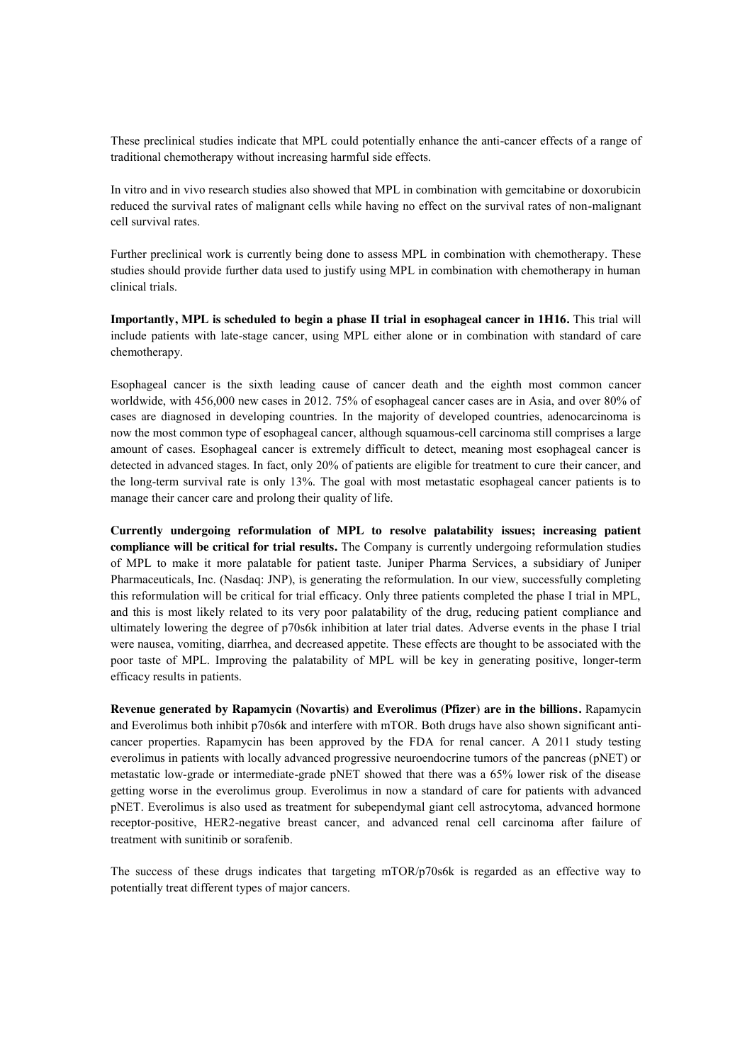These preclinical studies indicate that MPL could potentially enhance the anti-cancer effects of a range of traditional chemotherapy without increasing harmful side effects.

In vitro and in vivo research studies also showed that MPL in combination with gemcitabine or doxorubicin reduced the survival rates of malignant cells while having no effect on the survival rates of non-malignant cell survival rates.

Further preclinical work is currently being done to assess MPL in combination with chemotherapy. These studies should provide further data used to justify using MPL in combination with chemotherapy in human clinical trials.

**Importantly, MPL is scheduled to begin a phase II trial in esophageal cancer in 1H16.** This trial will include patients with late-stage cancer, using MPL either alone or in combination with standard of care chemotherapy.

Esophageal cancer is the sixth leading cause of cancer death and the eighth most common cancer worldwide, with 456,000 new cases in 2012. 75% of esophageal cancer cases are in Asia, and over 80% of cases are diagnosed in developing countries. In the majority of developed countries, adenocarcinoma is now the most common type of esophageal cancer, although squamous-cell carcinoma still comprises a large amount of cases. Esophageal cancer is extremely difficult to detect, meaning most esophageal cancer is detected in advanced stages. In fact, only 20% of patients are eligible for treatment to cure their cancer, and the long-term survival rate is only 13%. The goal with most metastatic esophageal cancer patients is to manage their cancer care and prolong their quality of life.

**Currently undergoing reformulation of MPL to resolve palatability issues; increasing patient compliance will be critical for trial results.** The Company is currently undergoing reformulation studies of MPL to make it more palatable for patient taste. Juniper Pharma Services, a subsidiary of Juniper Pharmaceuticals, Inc. (Nasdaq: JNP), is generating the reformulation. In our view, successfully completing this reformulation will be critical for trial efficacy. Only three patients completed the phase I trial in MPL, and this is most likely related to its very poor palatability of the drug, reducing patient compliance and ultimately lowering the degree of p70s6k inhibition at later trial dates. Adverse events in the phase I trial were nausea, vomiting, diarrhea, and decreased appetite. These effects are thought to be associated with the poor taste of MPL. Improving the palatability of MPL will be key in generating positive, longer-term efficacy results in patients.

**Revenue generated by Rapamycin (Novartis) and Everolimus (Pfizer) are in the billions.** Rapamycin and Everolimus both inhibit p70s6k and interfere with mTOR. Both drugs have also shown significant anti-cancer properties. Rapamycin has been approved by the FDA for renal cancer. A 2011 study testing everolimus in patients with locally advanced progressive neuroendocrine tumors of the pancreas (pNET) or metastatic low-grade or intermediate-grade pNET showed that there was a 65% lower risk of the disease getting worse in the everolimus group. Everolimus in now a standard of care for patients with advanced pNET. Everolimus is also used as treatment for subependymal giant cell astrocytoma, advanced hormone receptor-positive, HER2-negative breast cancer, and advanced renal cell carcinoma after failure of treatment with sunitinib or sorafenib.

The success of these drugs indicates that targeting mTOR/p70s6k is regarded as an effective way to potentially treat different types of major cancers.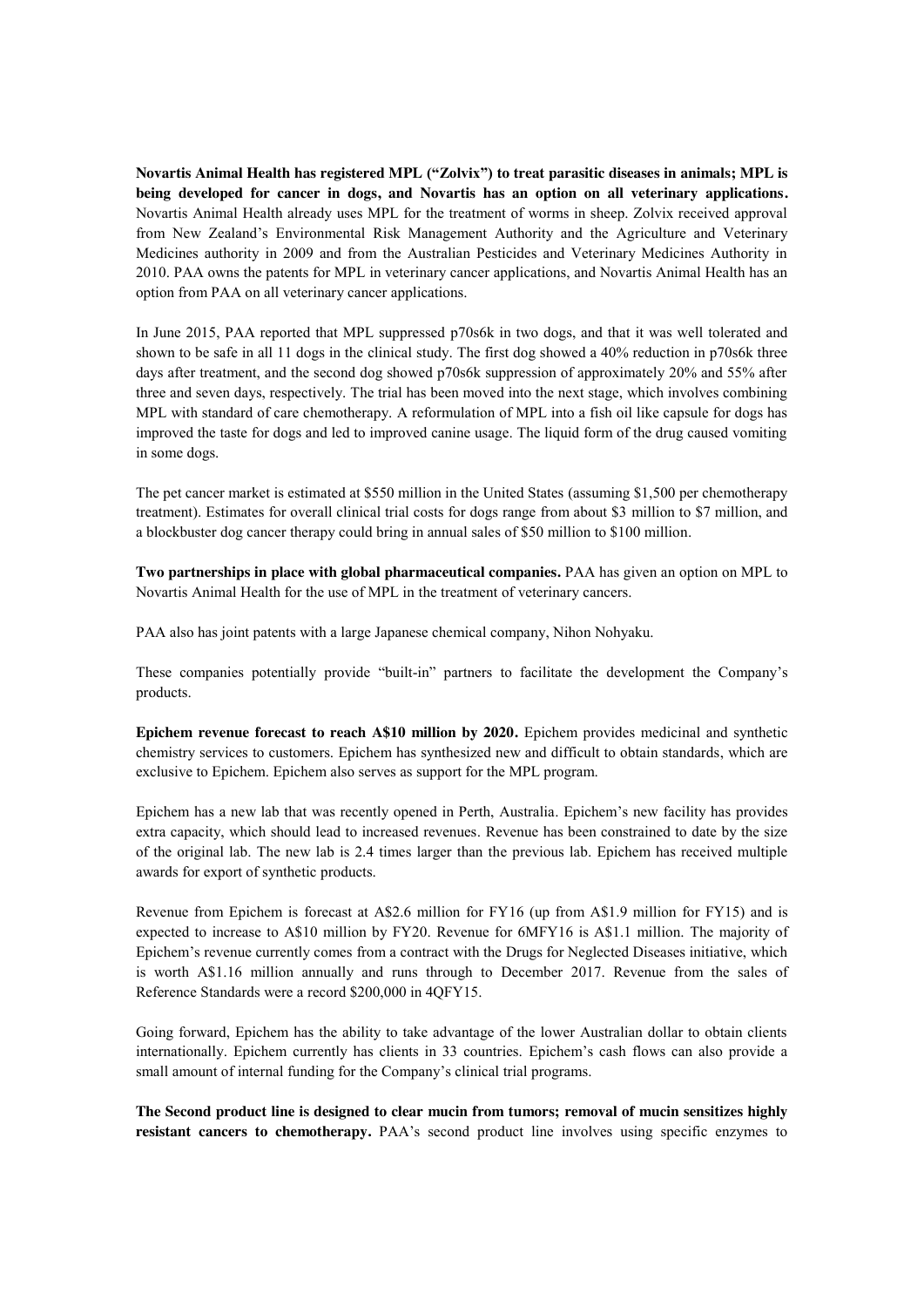**Novartis Animal Health has registered MPL ("Zolvix") to treat parasitic diseases in animals; MPL is being developed for cancer in dogs, and Novartis has an option on all veterinary applications.** Novartis Animal Health already uses MPL for the treatment of worms in sheep. Zolvix received approval from New Zealand's Environmental Risk Management Authority and the Agriculture and Veterinary Medicines authority in 2009 and from the Australian Pesticides and Veterinary Medicines Authority in 2010. PAA owns the patents for MPL in veterinary cancer applications, and Novartis Animal Health has an option from PAA on all veterinary cancer applications.

In June 2015, PAA reported that MPL suppressed p70s6k in two dogs, and that it was well tolerated and shown to be safe in all 11 dogs in the clinical study. The first dog showed a 40% reduction in p70s6k three days after treatment, and the second dog showed p70s6k suppression of approximately 20% and 55% after three and seven days, respectively. The trial has been moved into the next stage, which involves combining MPL with standard of care chemotherapy. A reformulation of MPL into a fish oil like capsule for dogs has improved the taste for dogs and led to improved canine usage. The liquid form of the drug caused vomiting in some dogs.

The pet cancer market is estimated at $550 million in the United States (assuming $1,500 per chemotherapy treatment). Estimates for overall clinical trial costs for dogs range from about $3 million to $7 million, and a blockbuster dog cancer therapy could bring in annual sales of $50 million to $100 million.

**Two partnerships in place with global pharmaceutical companies.** PAA has given an option on MPL to Novartis Animal Health for the use of MPL in the treatment of veterinary cancers.

PAA also has joint patents with a large Japanese chemical company, Nihon Nohyaku.

These companies potentially provide "built-in" partners to facilitate the development the Company's products.

**Epichem revenue forecast to reach A$10 million by 2020.** Epichem provides medicinal and synthetic chemistry services to customers. Epichem has synthesized new and difficult to obtain standards, which are exclusive to Epichem. Epichem also serves as support for the MPL program.

Epichem has a new lab that was recently opened in Perth, Australia. Epichem's new facility has provides extra capacity, which should lead to increased revenues. Revenue has been constrained to date by the size of the original lab. The new lab is 2.4 times larger than the previous lab. Epichem has received multiple awards for export of synthetic products.

Revenue from Epichem is forecast at A$2.6 million for FY16 (up from A$1.9 million for FY15) and is expected to increase to A$10 million by FY20. Revenue for 6MFY16 is A$1.1 million. The majority of Epichem's revenue currently comes from a contract with the Drugs for Neglected Diseases initiative, which is worth A$1.16 million annually and runs through to December 2017. Revenue from the sales of Reference Standards were a record $200,000 in 4QFY15.

Going forward, Epichem has the ability to take advantage of the lower Australian dollar to obtain clients internationally. Epichem currently has clients in 33 countries. Epichem's cash flows can also provide a small amount of internal funding for the Company's clinical trial programs.

**The Second product line is designed to clear mucin from tumors; removal of mucin sensitizes highly resistant cancers to chemotherapy.** PAA's second product line involves using specific enzymes to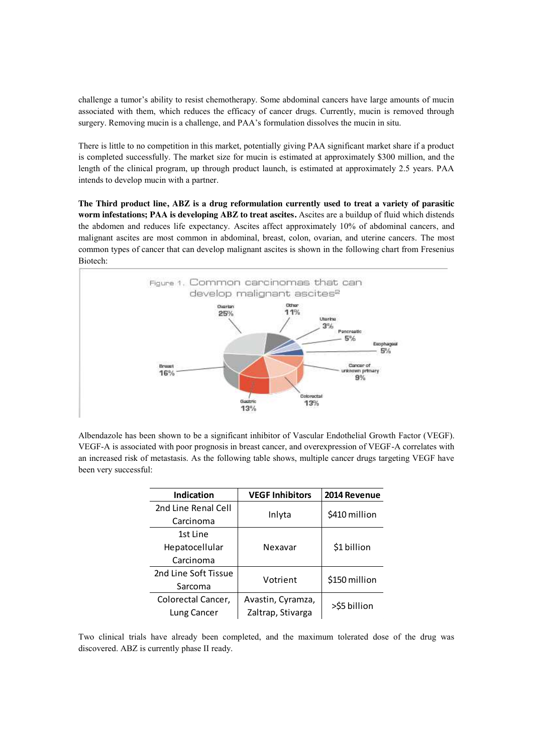challenge a tumor's ability to resist chemotherapy. Some abdominal cancers have large amounts of mucin associated with them, which reduces the efficacy of cancer drugs. Currently, mucin is removed through surgery. Removing mucin is a challenge, and PAA's formulation dissolves the mucin in situ.

There is little to no competition in this market, potentially giving PAA significant market share if a product is completed successfully. The market size for mucin is estimated at approximately $300 million, and the length of the clinical program, up through product launch, is estimated at approximately 2.5 years. PAA intends to develop mucin with a partner.

**The Third product line, ABZ is a drug reformulation currently used to treat a variety of parasitic worm infestations; PAA is developing ABZ to treat ascites.** Ascites are a buildup of fluid which distends the abdomen and reduces life expectancy. Ascites affect approximately 10% of abdominal cancers, and malignant ascites are most common in abdominal, breast, colon, ovarian, and uterine cancers. The most common types of cancer that can develop malignant ascites is shown in the following chart from Fresenius Biotech:

Figure 1. Common carcinomas that can develop malignant ascites[2]

| Cancer type | Share |
| --- | --- |
| Ovarian | 25% |
| Other | 11% |
| Uterine | 3% |
| Pancreatic | 5% |
| Esophageal | 5% |
| Cancer of unknown primary | 9% |
| Colorectal | 13% |
| Gastric | 13% |
| Breast | 16% |

Albendazole has been shown to be a significant inhibitor of Vascular Endothelial Growth Factor (VEGF). VEGF-A is associated with poor prognosis in breast cancer, and overexpression of VEGF-A correlates with an increased risk of metastasis. As the following table shows, multiple cancer drugs targeting VEGF have been very successful:

| Indication | VEGF Inhibitors | 2014 Revenue |
| --- | --- | --- |
| 2nd Line Renal Cell Carcinoma | Inlyta | $410 million |
| 1st Line Hepatocellular Carcinoma | Nexavar | $1 billion |
| 2nd Line Soft Tissue Sarcoma | Votrient | $150 million |
| Colorectal Cancer, Lung Cancer | Avastin, Cyramza, Zaltrap, Stivarga | >$5 billion |

Two clinical trials have already been completed, and the maximum tolerated dose of the drug was discovered. ABZ is currently phase II ready.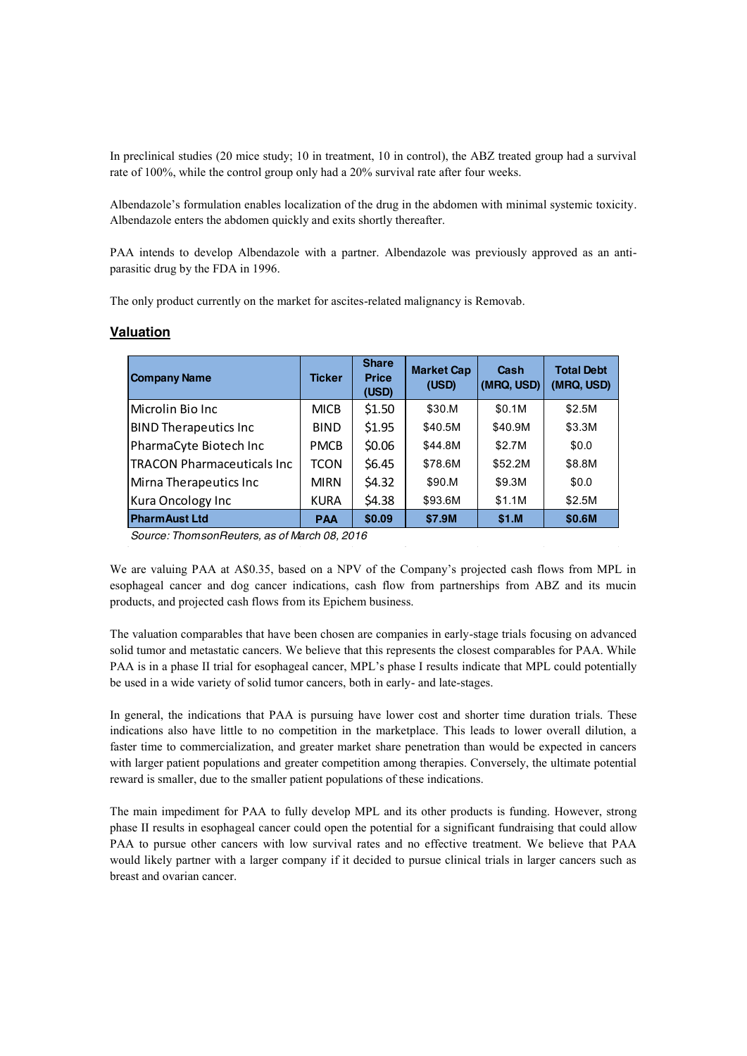In preclinical studies (20 mice study; 10 in treatment, 10 in control), the ABZ treated group had a survival rate of 100%, while the control group only had a 20% survival rate after four weeks.

Albendazole's formulation enables localization of the drug in the abdomen with minimal systemic toxicity. Albendazole enters the abdomen quickly and exits shortly thereafter.

PAA intends to develop Albendazole with a partner. Albendazole was previously approved as an anti-parasitic drug by the FDA in 1996.

The only product currently on the market for ascites-related malignancy is Removab.

## Valuation

| Company Name | Ticker | Share Price (USD) | Market Cap (USD) | Cash (MRQ, USD) | Total Debt (MRQ, USD) |
|---|---|---|---|---|---|
| Microlin Bio Inc | MICB | $1.50 | $30.M | $0.1M | $2.5M |
| BIND Therapeutics Inc | BIND | $1.95 | $40.5M | $40.9M | $3.3M |
| PharmaCyte Biotech Inc | PMCB | $0.06 | $44.8M | $2.7M | $0.0 |
| TRACON Pharmaceuticals Inc | TCON | $6.45 | $78.6M | $52.2M | $8.8M |
| Mirna Therapeutics Inc | MIRN | $4.32 | $90.M | $9.3M | $0.0 |
| Kura Oncology Inc | KURA | $4.38 | $93.6M | $1.1M | $2.5M |
| **PharmAust Ltd** | **PAA** | **$0.09** | **$7.9M** | **$1.M** | **$0.6M** |

*Source: ThomsonReuters, as of March 08, 2016*

We are valuing PAA at A$0.35, based on a NPV of the Company's projected cash flows from MPL in esophageal cancer and dog cancer indications, cash flow from partnerships from ABZ and its mucin products, and projected cash flows from its Epichem business.

The valuation comparables that have been chosen are companies in early-stage trials focusing on advanced solid tumor and metastatic cancers. We believe that this represents the closest comparables for PAA. While PAA is in a phase II trial for esophageal cancer, MPL's phase I results indicate that MPL could potentially be used in a wide variety of solid tumor cancers, both in early- and late-stages.

In general, the indications that PAA is pursuing have lower cost and shorter time duration trials. These indications also have little to no competition in the marketplace. This leads to lower overall dilution, a faster time to commercialization, and greater market share penetration than would be expected in cancers with larger patient populations and greater competition among therapies. Conversely, the ultimate potential reward is smaller, due to the smaller patient populations of these indications.

The main impediment for PAA to fully develop MPL and its other products is funding. However, strong phase II results in esophageal cancer could open the potential for a significant fundraising that could allow PAA to pursue other cancers with low survival rates and no effective treatment. We believe that PAA would likely partner with a larger company if it decided to pursue clinical trials in larger cancers such as breast and ovarian cancer.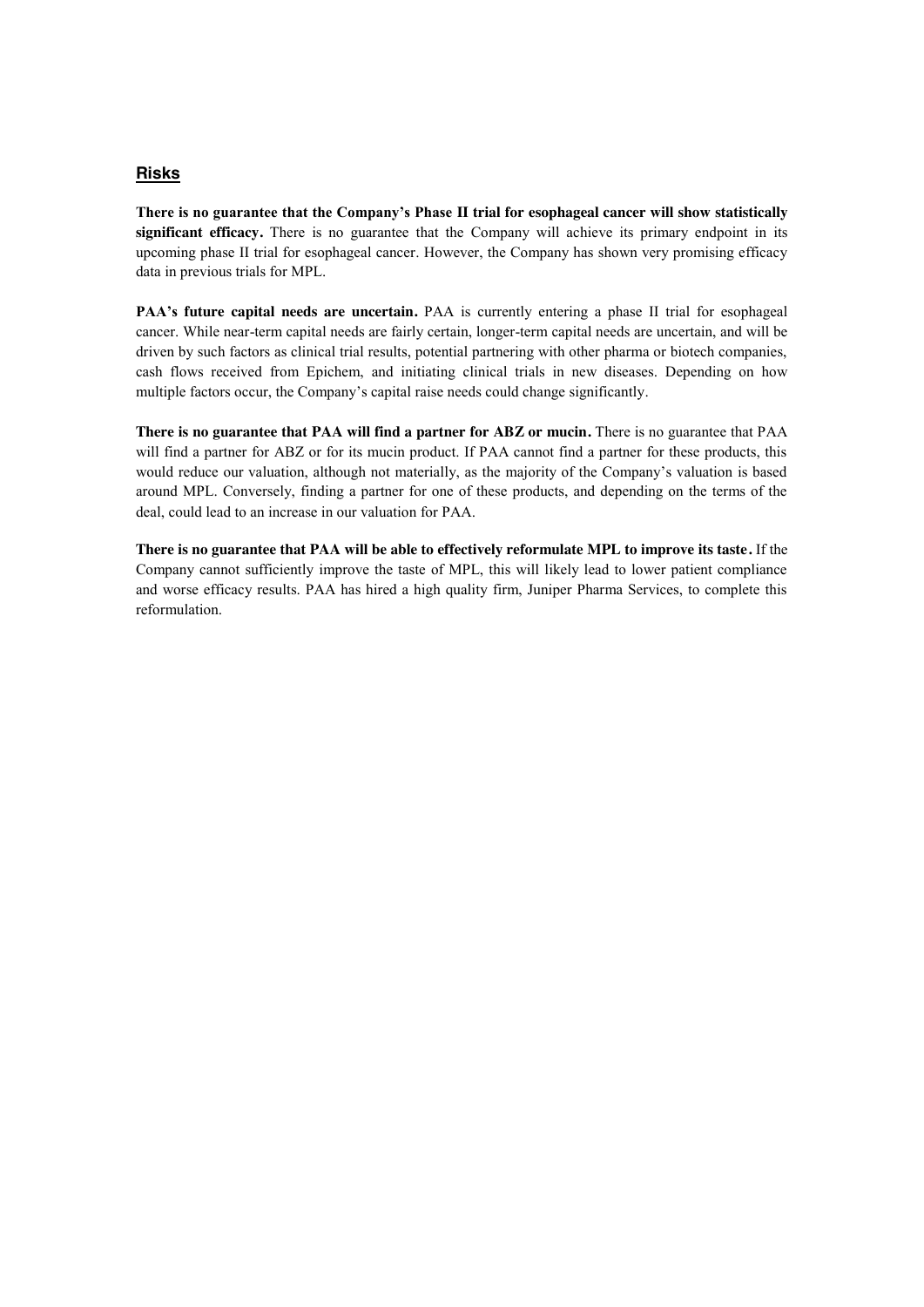## Risks

**There is no guarantee that the Company's Phase II trial for esophageal cancer will show statistically significant efficacy.** There is no guarantee that the Company will achieve its primary endpoint in its upcoming phase II trial for esophageal cancer. However, the Company has shown very promising efficacy data in previous trials for MPL.

**PAA's future capital needs are uncertain.** PAA is currently entering a phase II trial for esophageal cancer. While near-term capital needs are fairly certain, longer-term capital needs are uncertain, and will be driven by such factors as clinical trial results, potential partnering with other pharma or biotech companies, cash flows received from Epichem, and initiating clinical trials in new diseases. Depending on how multiple factors occur, the Company's capital raise needs could change significantly.

**There is no guarantee that PAA will find a partner for ABZ or mucin.** There is no guarantee that PAA will find a partner for ABZ or for its mucin product. If PAA cannot find a partner for these products, this would reduce our valuation, although not materially, as the majority of the Company's valuation is based around MPL. Conversely, finding a partner for one of these products, and depending on the terms of the deal, could lead to an increase in our valuation for PAA.

**There is no guarantee that PAA will be able to effectively reformulate MPL to improve its taste.** If the Company cannot sufficiently improve the taste of MPL, this will likely lead to lower patient compliance and worse efficacy results. PAA has hired a high quality firm, Juniper Pharma Services, to complete this reformulation.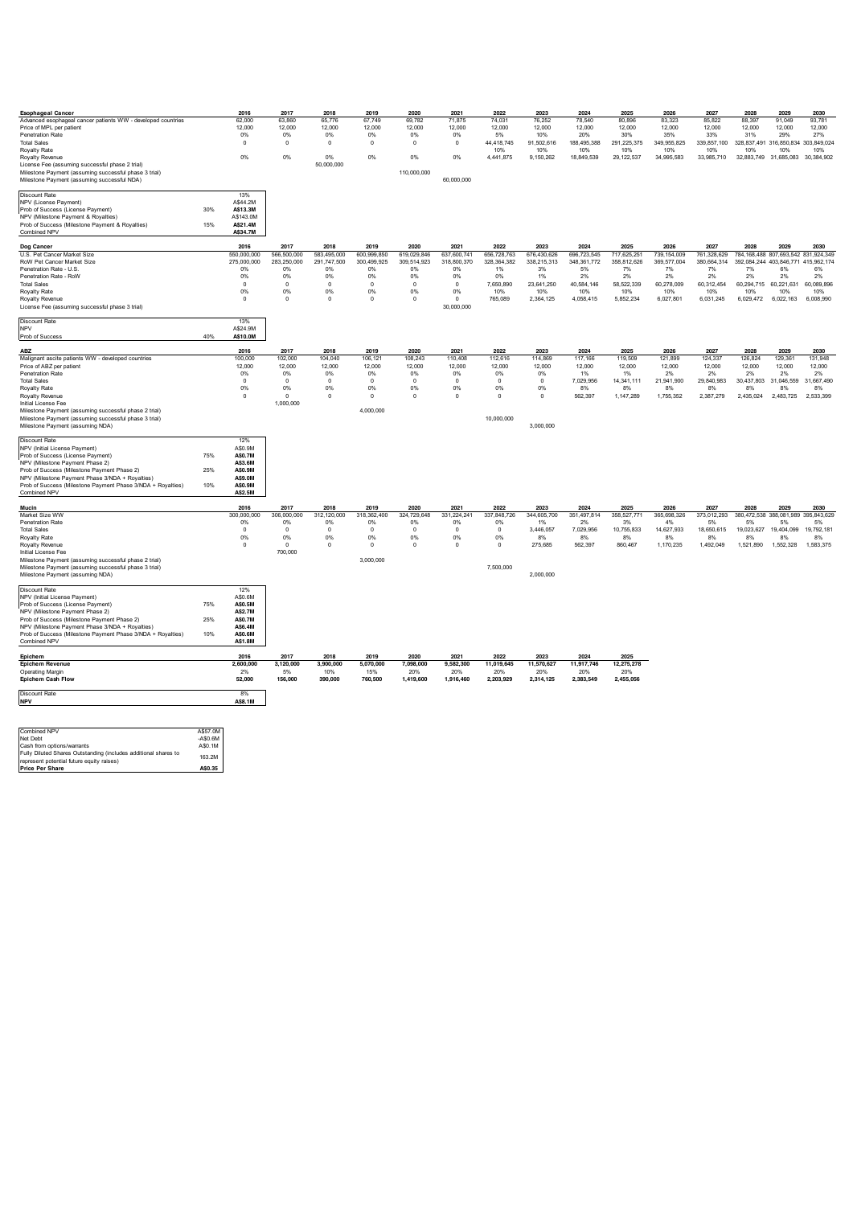| Esophageal Cancer | | 2016 | 2017 | 2018 | 2019 | 2020 | 2021 | 2022 | 2023 | 2024 | 2025 | 2026 | 2027 | 2028 | 2029 | 2030 |
|---|---|---|---|---|---|---|---|---|---|---|---|---|---|---|---|---|
| Advanced esophageal cancer patients WW - developed countries | | 62,000 | 63,860 | 65,776 | 67,749 | 69,782 | 71,875 | 74,031 | 76,252 | 78,540 | 80,896 | 83,323 | 85,822 | 88,397 | 91,049 | 93,781 |
| Price of MPL per patient | | 12,000 | 12,000 | 12,000 | 12,000 | 12,000 | 12,000 | 12,000 | 12,000 | 12,000 | 12,000 | 12,000 | 12,000 | 12,000 | 12,000 | 12,000 |
| Penetration Rate | | 0% | 0% | 0% | 0% | 0% | 0% | 5% | 10% | 20% | 30% | 35% | 33% | 31% | 29% | 27% |
| Total Sales | | 0 | 0 | 0 | 0 | 0 | 0 | 44,418,745 | 91,502,616 | 188,495,388 | 291,225,375 | 349,956,825 | 339,857,100 | 328,837,491 | 316,850,834 | 303,849,024 |
| Royalty Rate | | | | | | | | 10% | 10% | 10% | 10% | 10% | 10% | 10% | 10% | 10% |
| Royalty Revenue | | 0% | 0% | 0% | 0% | 0% | 0% | 4,441,875 | 9,150,262 | 18,849,539 | 29,122,537 | 34,995,683 | 33,985,710 | 32,883,749 | 31,685,083 | 30,384,902 |
| License Fee (assuming successful phase 2 trial) | | | | 50,000,000 | | | | | | | | | | | | |
| Milestone Payment (assuming successful phase 3 trial) | | | | | | 110,000,000 | | | | | | | | | | |
| Milestone Payment (assuming successful NDA) | | | | | | | 60,000,000 | | | | | | | | | |

| | | |
|---|---|---|
| Discount Rate | | 13% |
| NPV (License Payment) | | A$44.2M |
| Prob of Success (License Payment) | 30% | **A$13.3M** |
| NPV (Milestone Payment & Royalties) | | A$143.0M |
| Prob of Success (Milestone Payment & Royalties) | 15% | **A$21.4M** |
| Combined NPV | | **A$34.7M** |

| Dog Cancer | 2016 | 2017 | 2018 | 2019 | 2020 | 2021 | 2022 | 2023 | 2024 | 2025 | 2026 | 2027 | 2028 | 2029 | 2030 |
|---|---|---|---|---|---|---|---|---|---|---|---|---|---|---|---|
| U.S. Pet Cancer Market Size | 550,000,000 | 566,500,000 | 583,495,000 | 600,999,850 | 619,029,846 | 637,600,741 | 656,728,763 | 676,430,626 | 696,723,545 | 717,625,251 | 739,154,009 | 761,328,629 | 784,168,488 | 807,693,542 | 831,924,349 |
| RoW Pet Cancer Market Size | 275,000,000 | 283,250,000 | 291,747,500 | 300,499,925 | 309,514,923 | 318,800,370 | 328,364,382 | 338,215,313 | 348,361,772 | 358,812,626 | 369,577,004 | 380,664,314 | 392,084,244 | 403,846,771 | 415,962,174 |
| Penetration Rate - U.S. | 0% | 0% | 0% | 0% | 0% | 0% | 1% | 3% | 5% | 7% | 7% | 7% | 7% | 6% | 6% |
| Penetration Rate - RoW | 0% | 0% | 0% | 0% | 0% | 0% | 0% | 1% | 2% | 2% | 2% | 2% | 2% | 2% | 2% |
| Total Sales | 0 | 0 | 0 | 0 | 0 | 0 | 7,650,890 | 23,641,250 | 40,584,146 | 58,522,339 | 60,278,009 | 60,312,454 | 60,294,715 | 60,221,631 | 60,089,896 |
| Royalty Rate | 0% | 0% | 0% | 0% | 0% | 0% | 10% | 10% | 10% | 10% | 10% | 10% | 10% | 10% | 10% |
| Royalty Revenue | 0 | 0 | 0 | 0 | 0 | 0 | 765,089 | 2,364,125 | 4,058,415 | 5,852,234 | 6,027,801 | 6,031,245 | 6,029,472 | 6,022,163 | 6,008,990 |
| License Fee (assuming successful phase 3 trial) | | | | | | 30,000,000 | | | | | | | | | |

| | | |
|---|---|---|
| Discount Rate | | 13% |
| NPV | | A$24.9M |
| Prob of Success | 40% | **A$10.0M** |

| ABZ | 2016 | 2017 | 2018 | 2019 | 2020 | 2021 | 2022 | 2023 | 2024 | 2025 | 2026 | 2027 | 2028 | 2029 | 2030 |
|---|---|---|---|---|---|---|---|---|---|---|---|---|---|---|---|
| Malignant ascite patients WW - developed countries | 100,000 | 102,000 | 104,040 | 106,121 | 108,243 | 110,408 | 112,616 | 114,869 | 117,166 | 119,509 | 121,899 | 124,337 | 126,824 | 129,361 | 131,948 |
| Price of ABZ per patient | 12,000 | 12,000 | 12,000 | 12,000 | 12,000 | 12,000 | 12,000 | 12,000 | 12,000 | 12,000 | 12,000 | 12,000 | 12,000 | 12,000 | 12,000 |
| Penetration Rate | 0% | 0% | 0% | 0% | 0% | 0% | 0% | 0% | 1% | 1% | 2% | 2% | 2% | 2% | 2% |
| Total Sales | 0 | 0 | 0 | 0 | 0 | 0 | 0 | 0 | 7,029,956 | 14,341,111 | 21,941,900 | 29,840,983 | 30,437,803 | 31,046,559 | 31,667,490 |
| Royalty Rate | 0% | 0% | 0% | 0% | 0% | 0% | 0% | 0% | 8% | 8% | 8% | 8% | 8% | 8% | 8% |
| Royalty Revenue | 0 | 0 | 0 | 0 | 0 | 0 | 0 | 0 | 562,397 | 1,147,289 | 1,755,352 | 2,387,279 | 2,435,024 | 2,483,725 | 2,533,399 |
| Initial License Fee | | 1,000,000 | | | | | | | | | | | | | |
| Milestone Payment (assuming successful phase 2 trial) | | | | 4,000,000 | | | | | | | | | | | |
| Milestone Payment (assuming successful phase 3 trial) | | | | | | | 10,000,000 | | | | | | | | |
| Milestone Payment (assuming NDA) | | | | | | | | 3,000,000 | | | | | | | |

| | | |
|---|---|---|
| Discount Rate | | 12% |
| NPV (Initial License Payment) | | A$0.9M |
| Prob of Success (License Payment) | 75% | **A$0.7M** |
| NPV (Milestone Payment Phase 2) | | A$3.6M |
| Prob of Success (Milestone Payment Phase 2) | 25% | **A$0.9M** |
| NPV (Milestone Payment Phase 3/NDA + Royalties) | | A$9.0M |
| Prob of Success (Milestone Payment Phase 3/NDA + Royalties) | 10% | **A$0.9M** |
| Combined NPV | | **A$2.5M** |

| Mucin | 2016 | 2017 | 2018 | 2019 | 2020 | 2021 | 2022 | 2023 | 2024 | 2025 | 2026 | 2027 | 2028 | 2029 | 2030 |
|---|---|---|---|---|---|---|---|---|---|---|---|---|---|---|---|
| Market Size WW | 300,000,000 | 306,000,000 | 312,120,000 | 318,362,400 | 324,729,648 | 331,224,241 | 337,848,726 | 344,605,700 | 351,497,814 | 358,527,771 | 365,698,326 | 373,012,293 | 380,472,538 | 388,081,989 | 395,843,629 |
| Penetration Rate | 0% | 0% | 0% | 0% | 0% | 0% | 0% | 1% | 2% | 3% | 4% | 5% | 5% | 5% | 5% |
| Total Sales | 0 | 0 | 0 | 0 | 0 | 0 | 0 | 3,446,057 | 7,029,956 | 10,755,833 | 14,627,933 | 18,650,615 | 19,023,627 | 19,404,099 | 19,792,181 |
| Royalty Rate | 0% | 0% | 0% | 0% | 0% | 0% | 0% | 8% | 8% | 8% | 8% | 8% | 8% | 8% | 8% |
| Royalty Revenue | 0 | 0 | 0 | 0 | 0 | 0 | 0 | 275,685 | 562,397 | 860,467 | 1,170,235 | 1,492,049 | 1,521,890 | 1,552,328 | 1,583,375 |
| Initial License Fee | | 700,000 | | | | | | | | | | | | | |
| Milestone Payment (assuming successful phase 2 trial) | | | | 3,000,000 | | | | | | | | | | | |
| Milestone Payment (assuming successful phase 3 trial) | | | | | | | 7,500,000 | | | | | | | | |
| Milestone Payment (assuming NDA) | | | | | | | | 2,000,000 | | | | | | | |

| | | |
|---|---|---|
| Discount Rate | | 12% |
| NPV (Initial License Payment) | | A$0.6M |
| Prob of Success (License Payment) | 75% | **A$0.5M** |
| NPV (Milestone Payment Phase 2) | | **A$2.7M** |
| Prob of Success (Milestone Payment Phase 2) | 25% | **A$0.7M** |
| NPV (Milestone Payment Phase 3/NDA + Royalties) | | **A$6.4M** |
| Prob of Success (Milestone Payment Phase 3/NDA + Royalties) | 10% | **A$0.6M** |
| Combined NPV | | **A$1.8M** |

| Epichem | 2016 | 2017 | 2018 | 2019 | 2020 | 2021 | 2022 | 2023 | 2024 | 2025 |
|---|---|---|---|---|---|---|---|---|---|---|
| **Epichem Revenue** | **2,600,000** | **3,120,000** | **3,900,000** | **5,070,000** | **7,098,000** | **9,582,300** | **11,019,645** | **11,570,627** | **11,917,746** | **12,275,278** |
| Operating Margin | 2% | 5% | 10% | 15% | 20% | 20% | 20% | 20% | 20% | 20% |
| **Epichem Cash Flow** | **52,000** | **156,000** | **390,000** | **760,500** | **1,419,600** | **1,916,460** | **2,203,929** | **2,314,125** | **2,383,549** | **2,455,056** |

| | |
|---|---|
| Discount Rate | 8% |
| **NPV** | **A$8.1M** |

| | |
|---|---|
| Combined NPV | A$57.0M |
| Net Debt | -A$0.6M |
| Cash from options/warrants | A$0.1M |
| Fully Diluted Shares Outstanding (includes additional shares to represent potential future equity raises) | 163.2M |
| **Price Per Share** | **A$0.35** |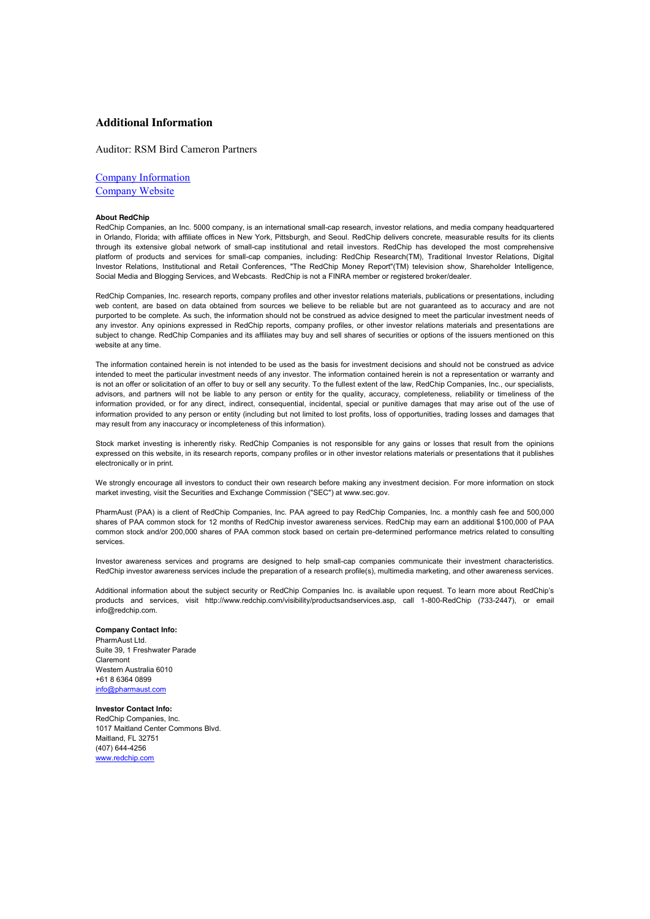## Additional Information

Auditor: RSM Bird Cameron Partners

Company Information
Company Website

**About RedChip**

RedChip Companies, an Inc. 5000 company, is an international small-cap research, investor relations, and media company headquartered in Orlando, Florida; with affiliate offices in New York, Pittsburgh, and Seoul. RedChip delivers concrete, measurable results for its clients through its extensive global network of small-cap institutional and retail investors. RedChip has developed the most comprehensive platform of products and services for small-cap companies, including: RedChip Research(TM), Traditional Investor Relations, Digital Investor Relations, Institutional and Retail Conferences, "The RedChip Money Report"(TM) television show, Shareholder Intelligence, Social Media and Blogging Services, and Webcasts. RedChip is not a FINRA member or registered broker/dealer.

RedChip Companies, Inc. research reports, company profiles and other investor relations materials, publications or presentations, including web content, are based on data obtained from sources we believe to be reliable but are not guaranteed as to accuracy and are not purported to be complete. As such, the information should not be construed as advice designed to meet the particular investment needs of any investor. Any opinions expressed in RedChip reports, company profiles, or other investor relations materials and presentations are subject to change. RedChip Companies and its affiliates may buy and sell shares of securities or options of the issuers mentioned on this website at any time.

The information contained herein is not intended to be used as the basis for investment decisions and should not be construed as advice intended to meet the particular investment needs of any investor. The information contained herein is not a representation or warranty and is not an offer or solicitation of an offer to buy or sell any security. To the fullest extent of the law, RedChip Companies, Inc., our specialists, advisors, and partners will not be liable to any person or entity for the quality, accuracy, completeness, reliability or timeliness of the information provided, or for any direct, indirect, consequential, incidental, special or punitive damages that may arise out of the use of information provided to any person or entity (including but not limited to lost profits, loss of opportunities, trading losses and damages that may result from any inaccuracy or incompleteness of this information).

Stock market investing is inherently risky. RedChip Companies is not responsible for any gains or losses that result from the opinions expressed on this website, in its research reports, company profiles or in other investor relations materials or presentations that it publishes electronically or in print.

We strongly encourage all investors to conduct their own research before making any investment decision. For more information on stock market investing, visit the Securities and Exchange Commission ("SEC") at www.sec.gov.

PharmAust (PAA) is a client of RedChip Companies, Inc. PAA agreed to pay RedChip Companies, Inc. a monthly cash fee and 500,000 shares of PAA common stock for 12 months of RedChip investor awareness services. RedChip may earn an additional $100,000 of PAA common stock and/or 200,000 shares of PAA common stock based on certain pre-determined performance metrics related to consulting services.

Investor awareness services and programs are designed to help small-cap companies communicate their investment characteristics. RedChip investor awareness services include the preparation of a research profile(s), multimedia marketing, and other awareness services.

Additional information about the subject security or RedChip Companies Inc. is available upon request. To learn more about RedChip's products and services, visit http://www.redchip.com/visibility/productsandservices.asp, call 1-800-RedChip (733-2447), or email info@redchip.com.

**Company Contact Info:**
PharmAust Ltd.
Suite 39, 1 Freshwater Parade
Claremont
Western Australia 6010
+61 8 6364 0899
info@pharmaust.com

**Investor Contact Info:**
RedChip Companies, Inc.
1017 Maitland Center Commons Blvd.
Maitland, FL 32751
(407) 644-4256
www.redchip.com